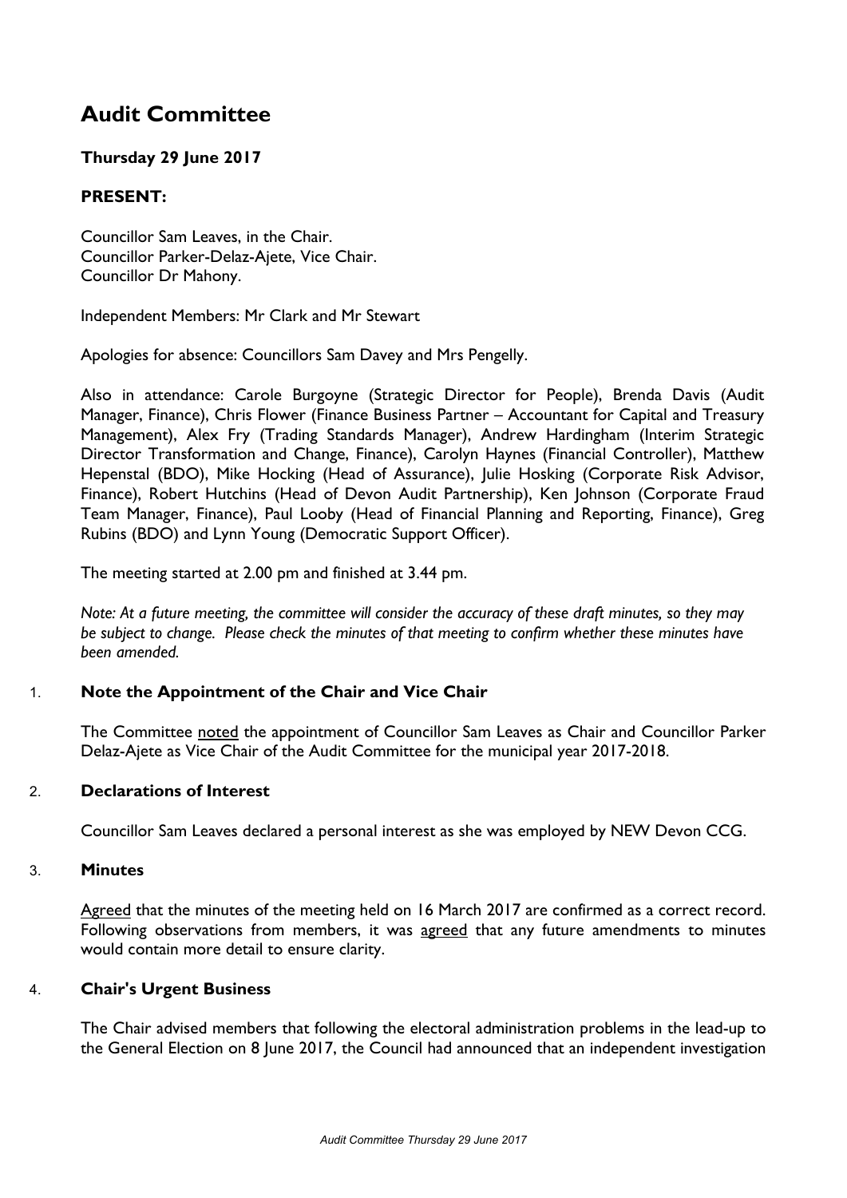# Audit Committee

**Thursday 29 June 2017**

**PRESENT:**

Councillor Sam Leaves, in the Chair.
Councillor Parker-Delaz-Ajete, Vice Chair.
Councillor Dr Mahony.

Independent Members: Mr Clark and Mr Stewart

Apologies for absence: Councillors Sam Davey and Mrs Pengelly.

Also in attendance: Carole Burgoyne (Strategic Director for People), Brenda Davis (Audit Manager, Finance), Chris Flower (Finance Business Partner – Accountant for Capital and Treasury Management), Alex Fry (Trading Standards Manager), Andrew Hardingham (Interim Strategic Director Transformation and Change, Finance), Carolyn Haynes (Financial Controller), Matthew Hepenstal (BDO), Mike Hocking (Head of Assurance), Julie Hosking (Corporate Risk Advisor, Finance), Robert Hutchins (Head of Devon Audit Partnership), Ken Johnson (Corporate Fraud Team Manager, Finance), Paul Looby (Head of Financial Planning and Reporting, Finance), Greg Rubins (BDO) and Lynn Young (Democratic Support Officer).

The meeting started at 2.00 pm and finished at 3.44 pm.

*Note: At a future meeting, the committee will consider the accuracy of these draft minutes, so they may be subject to change. Please check the minutes of that meeting to confirm whether these minutes have been amended.*

## 1. Note the Appointment of the Chair and Vice Chair

The Committee noted the appointment of Councillor Sam Leaves as Chair and Councillor Parker Delaz-Ajete as Vice Chair of the Audit Committee for the municipal year 2017-2018.

## 2. Declarations of Interest

Councillor Sam Leaves declared a personal interest as she was employed by NEW Devon CCG.

## 3. Minutes

Agreed that the minutes of the meeting held on 16 March 2017 are confirmed as a correct record. Following observations from members, it was agreed that any future amendments to minutes would contain more detail to ensure clarity.

## 4. Chair's Urgent Business

The Chair advised members that following the electoral administration problems in the lead-up to the General Election on 8 June 2017, the Council had announced that an independent investigation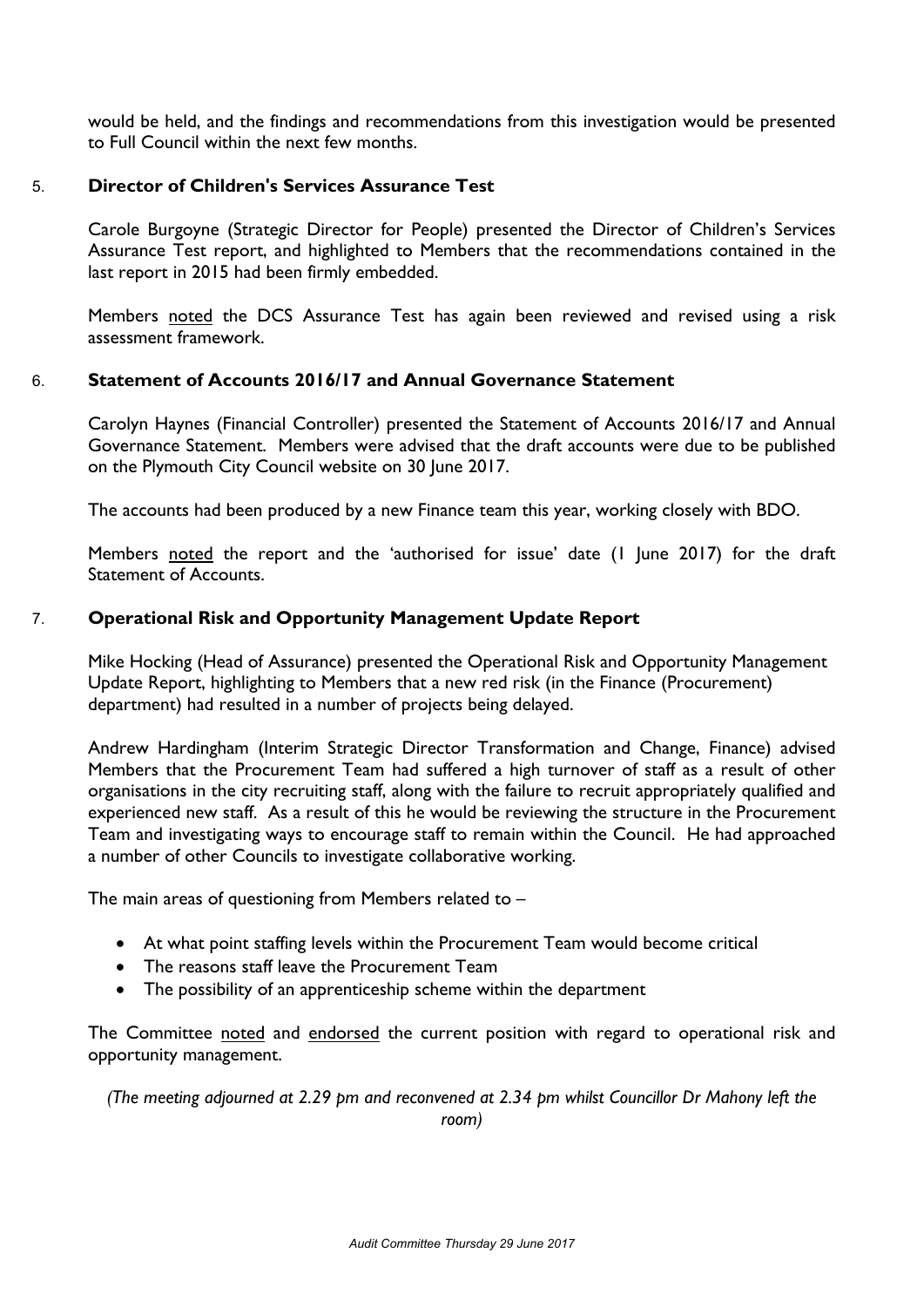would be held, and the findings and recommendations from this investigation would be presented to Full Council within the next few months.

## 5. Director of Children's Services Assurance Test

Carole Burgoyne (Strategic Director for People) presented the Director of Children's Services Assurance Test report, and highlighted to Members that the recommendations contained in the last report in 2015 had been firmly embedded.

Members noted the DCS Assurance Test has again been reviewed and revised using a risk assessment framework.

## 6. Statement of Accounts 2016/17 and Annual Governance Statement

Carolyn Haynes (Financial Controller) presented the Statement of Accounts 2016/17 and Annual Governance Statement. Members were advised that the draft accounts were due to be published on the Plymouth City Council website on 30 June 2017.

The accounts had been produced by a new Finance team this year, working closely with BDO.

Members noted the report and the 'authorised for issue' date (1 June 2017) for the draft Statement of Accounts.

## 7. Operational Risk and Opportunity Management Update Report

Mike Hocking (Head of Assurance) presented the Operational Risk and Opportunity Management Update Report, highlighting to Members that a new red risk (in the Finance (Procurement) department) had resulted in a number of projects being delayed.

Andrew Hardingham (Interim Strategic Director Transformation and Change, Finance) advised Members that the Procurement Team had suffered a high turnover of staff as a result of other organisations in the city recruiting staff, along with the failure to recruit appropriately qualified and experienced new staff. As a result of this he would be reviewing the structure in the Procurement Team and investigating ways to encourage staff to remain within the Council. He had approached a number of other Councils to investigate collaborative working.

The main areas of questioning from Members related to –

- At what point staffing levels within the Procurement Team would become critical
- The reasons staff leave the Procurement Team
- The possibility of an apprenticeship scheme within the department

The Committee noted and endorsed the current position with regard to operational risk and opportunity management.

*(The meeting adjourned at 2.29 pm and reconvened at 2.34 pm whilst Councillor Dr Mahony left the room)*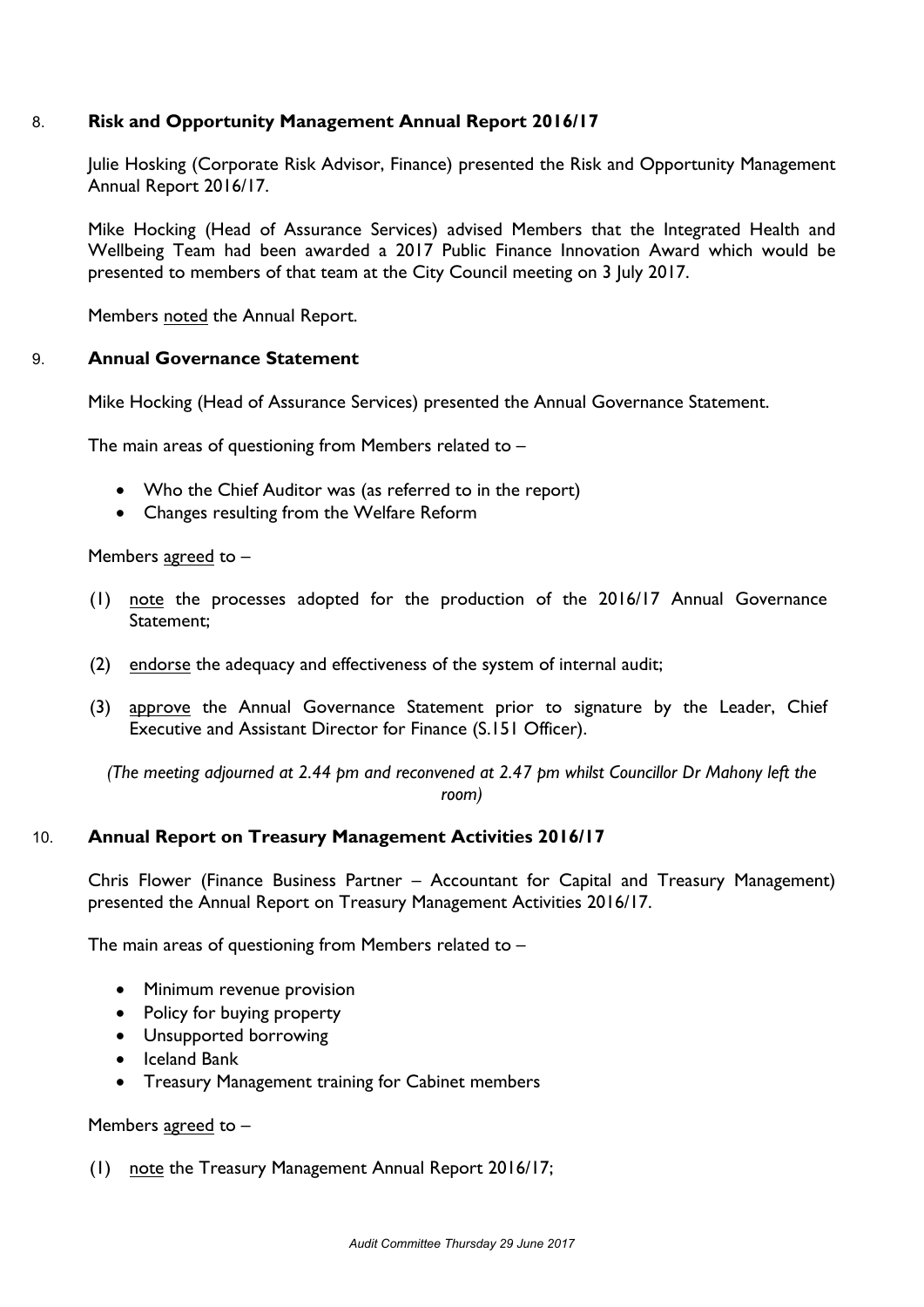## 8. Risk and Opportunity Management Annual Report 2016/17

Julie Hosking (Corporate Risk Advisor, Finance) presented the Risk and Opportunity Management Annual Report 2016/17.

Mike Hocking (Head of Assurance Services) advised Members that the Integrated Health and Wellbeing Team had been awarded a 2017 Public Finance Innovation Award which would be presented to members of that team at the City Council meeting on 3 July 2017.

Members noted the Annual Report.

## 9. Annual Governance Statement

Mike Hocking (Head of Assurance Services) presented the Annual Governance Statement.

The main areas of questioning from Members related to –

- Who the Chief Auditor was (as referred to in the report)
- Changes resulting from the Welfare Reform

Members agreed to –

(1) note the processes adopted for the production of the 2016/17 Annual Governance Statement;

(2) endorse the adequacy and effectiveness of the system of internal audit;

(3) approve the Annual Governance Statement prior to signature by the Leader, Chief Executive and Assistant Director for Finance (S.151 Officer).

*(The meeting adjourned at 2.44 pm and reconvened at 2.47 pm whilst Councillor Dr Mahony left the room)*

## 10. Annual Report on Treasury Management Activities 2016/17

Chris Flower (Finance Business Partner – Accountant for Capital and Treasury Management) presented the Annual Report on Treasury Management Activities 2016/17.

The main areas of questioning from Members related to –

- Minimum revenue provision
- Policy for buying property
- Unsupported borrowing
- Iceland Bank
- Treasury Management training for Cabinet members

Members agreed to –

(1) note the Treasury Management Annual Report 2016/17;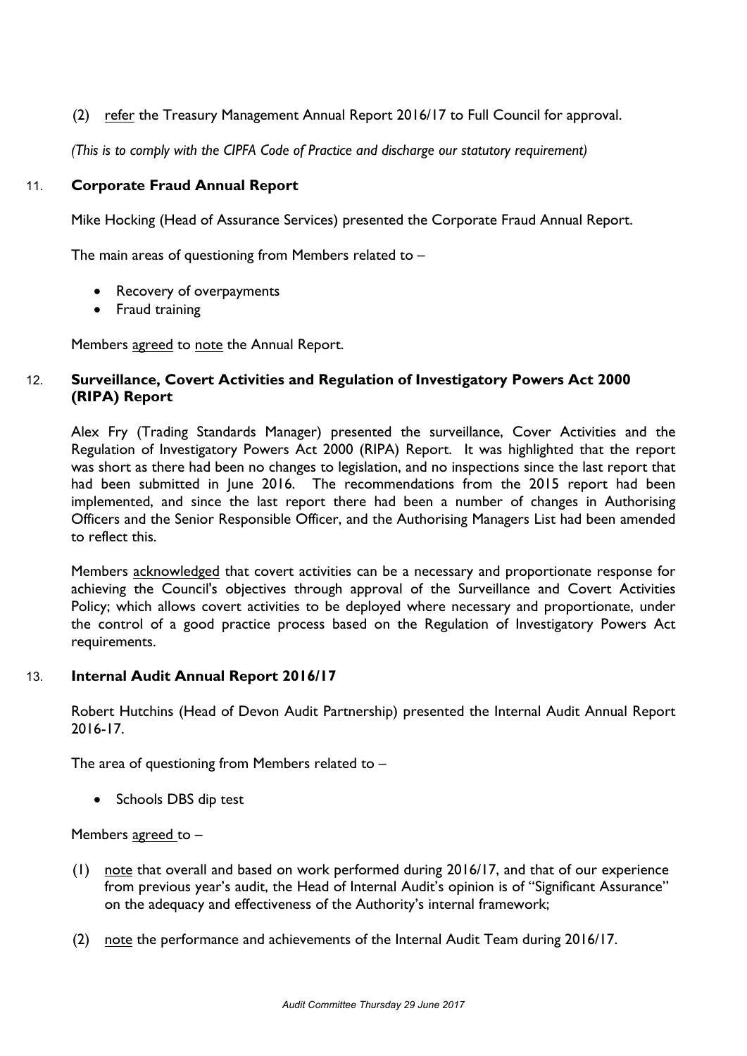(2) refer the Treasury Management Annual Report 2016/17 to Full Council for approval.

*(This is to comply with the CIPFA Code of Practice and discharge our statutory requirement)*

## 11. Corporate Fraud Annual Report

Mike Hocking (Head of Assurance Services) presented the Corporate Fraud Annual Report.

The main areas of questioning from Members related to –

- Recovery of overpayments
- Fraud training

Members agreed to note the Annual Report.

## 12. Surveillance, Covert Activities and Regulation of Investigatory Powers Act 2000 (RIPA) Report

Alex Fry (Trading Standards Manager) presented the surveillance, Cover Activities and the Regulation of Investigatory Powers Act 2000 (RIPA) Report. It was highlighted that the report was short as there had been no changes to legislation, and no inspections since the last report that had been submitted in June 2016. The recommendations from the 2015 report had been implemented, and since the last report there had been a number of changes in Authorising Officers and the Senior Responsible Officer, and the Authorising Managers List had been amended to reflect this.

Members acknowledged that covert activities can be a necessary and proportionate response for achieving the Council's objectives through approval of the Surveillance and Covert Activities Policy; which allows covert activities to be deployed where necessary and proportionate, under the control of a good practice process based on the Regulation of Investigatory Powers Act requirements.

## 13. Internal Audit Annual Report 2016/17

Robert Hutchins (Head of Devon Audit Partnership) presented the Internal Audit Annual Report 2016-17.

The area of questioning from Members related to –

- Schools DBS dip test

Members agreed to –

(1) note that overall and based on work performed during 2016/17, and that of our experience from previous year's audit, the Head of Internal Audit's opinion is of "Significant Assurance" on the adequacy and effectiveness of the Authority's internal framework;

(2) note the performance and achievements of the Internal Audit Team during 2016/17.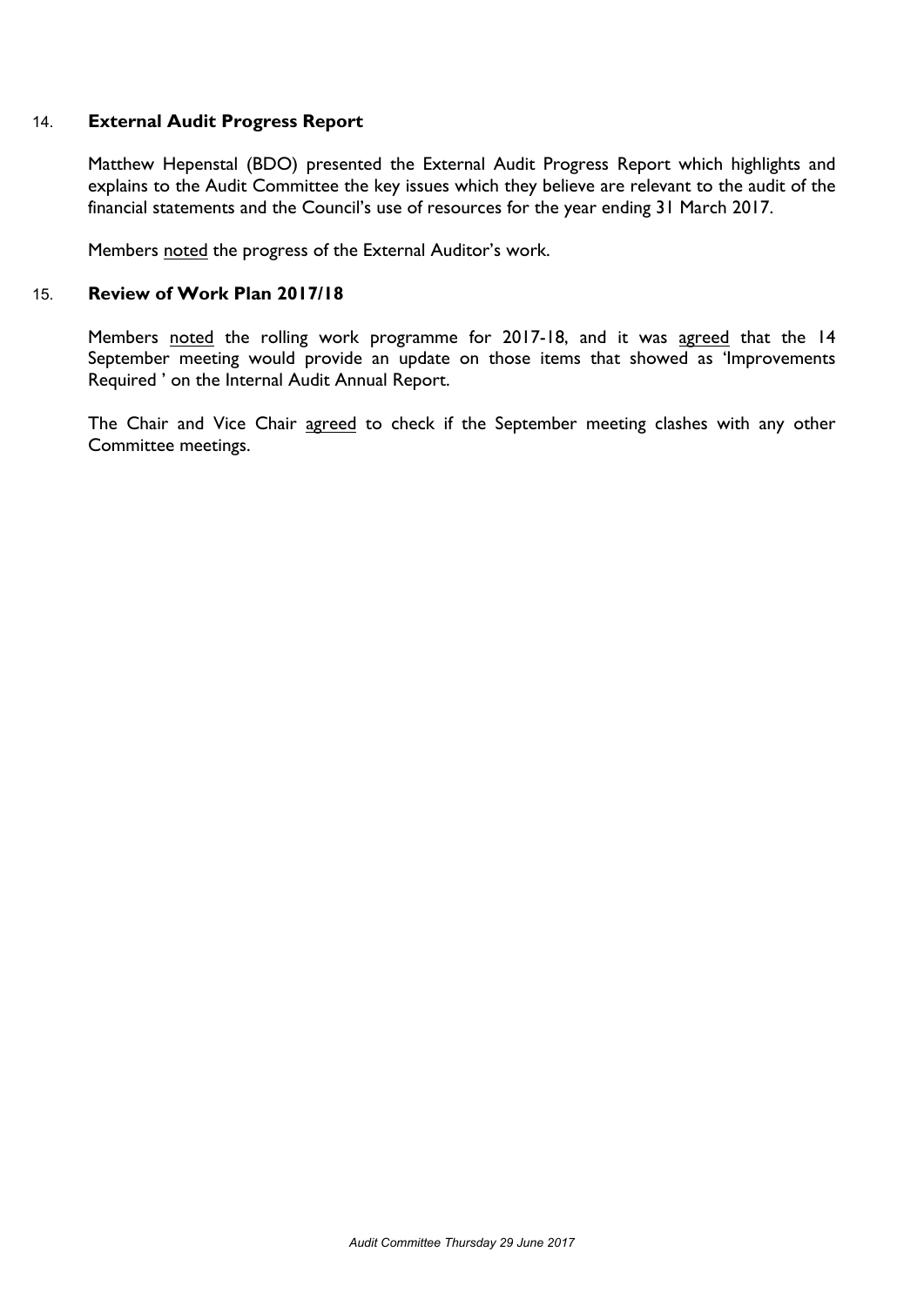14. **External Audit Progress Report**

Matthew Hepenstal (BDO) presented the External Audit Progress Report which highlights and explains to the Audit Committee the key issues which they believe are relevant to the audit of the financial statements and the Council's use of resources for the year ending 31 March 2017.

Members noted the progress of the External Auditor's work.

15. **Review of Work Plan 2017/18**

Members noted the rolling work programme for 2017-18, and it was agreed that the 14 September meeting would provide an update on those items that showed as 'Improvements Required ' on the Internal Audit Annual Report.

The Chair and Vice Chair agreed to check if the September meeting clashes with any other Committee meetings.